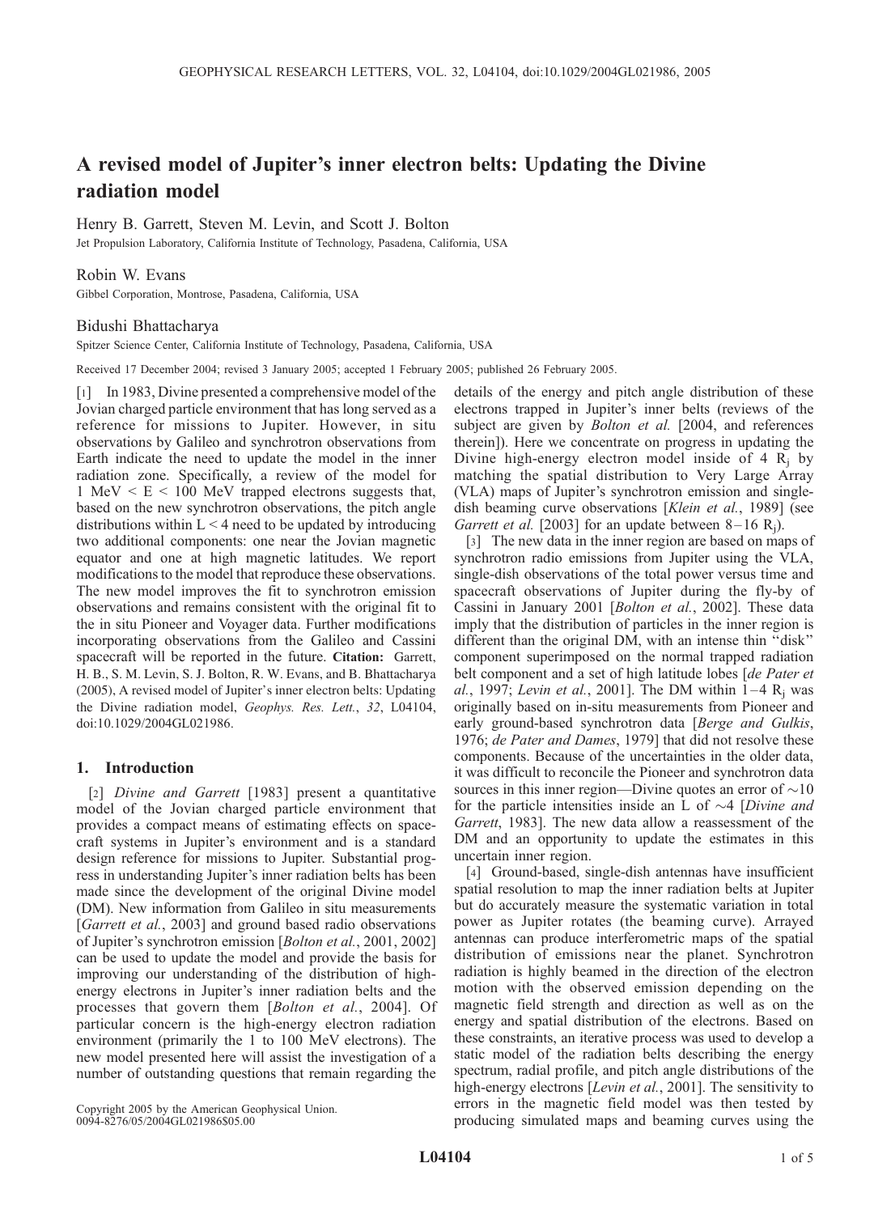# A revised model of Jupiter's inner electron belts: Updating the Divine radiation model

Henry B. Garrett, Steven M. Levin, and Scott J. Bolton

Jet Propulsion Laboratory, California Institute of Technology, Pasadena, California, USA

Robin W. Evans

Gibbel Corporation, Montrose, Pasadena, California, USA

Bidushi Bhattacharya

Spitzer Science Center, California Institute of Technology, Pasadena, California, USA

Received 17 December 2004; revised 3 January 2005; accepted 1 February 2005; published 26 February 2005.

[1] In 1983, Divine presented a comprehensive model of the Jovian charged particle environment that has long served as a reference for missions to Jupiter. However, in situ observations by Galileo and synchrotron observations from Earth indicate the need to update the model in the inner radiation zone. Specifically, a review of the model for 1 MeV < E < 100 MeV trapped electrons suggests that, based on the new synchrotron observations, the pitch angle distributions within L < 4 need to be updated by introducing two additional components: one near the Jovian magnetic equator and one at high magnetic latitudes. We report modifications to the model that reproduce these observations. The new model improves the fit to synchrotron emission observations and remains consistent with the original fit to the in situ Pioneer and Voyager data. Further modifications incorporating observations from the Galileo and Cassini spacecraft will be reported in the future. **Citation:** Garrett, H. B., S. M. Levin, S. J. Bolton, R. W. Evans, and B. Bhattacharya (2005), A revised model of Jupiter's inner electron belts: Updating the Divine radiation model, *Geophys. Res. Lett.*, *32*, L04104, doi:10.1029/2004GL021986.

## 1. Introduction

[2] *Divine and Garrett* [1983] present a quantitative model of the Jovian charged particle environment that provides a compact means of estimating effects on spacecraft systems in Jupiter's environment and is a standard design reference for missions to Jupiter. Substantial progress in understanding Jupiter's inner radiation belts has been made since the development of the original Divine model (DM). New information from Galileo in situ measurements [*Garrett et al.*, 2003] and ground based radio observations of Jupiter's synchrotron emission [*Bolton et al.*, 2001, 2002] can be used to update the model and provide the basis for improving our understanding of the distribution of high-energy electrons in Jupiter's inner radiation belts and the processes that govern them [*Bolton et al.*, 2004]. Of particular concern is the high-energy electron radiation environment (primarily the 1 to 100 MeV electrons). The new model presented here will assist the investigation of a number of outstanding questions that remain regarding the details of the energy and pitch angle distribution of these electrons trapped in Jupiter's inner belts (reviews of the subject are given by *Bolton et al.* [2004, and references therein]). Here we concentrate on progress in updating the Divine high-energy electron model inside of 4 $R_j$ by matching the spatial distribution to Very Large Array (VLA) maps of Jupiter's synchrotron emission and single-dish beaming curve observations [*Klein et al.*, 1989] (see *Garrett et al.* [2003] for an update between 8–16 $R_j$).

[3] The new data in the inner region are based on maps of synchrotron radio emissions from Jupiter using the VLA, single-dish observations of the total power versus time and spacecraft observations of Jupiter during the fly-by of Cassini in January 2001 [*Bolton et al.*, 2002]. These data imply that the distribution of particles in the inner region is different than the original DM, with an intense thin "disk" component superimposed on the normal trapped radiation belt component and a set of high latitude lobes [*de Pater et al.*, 1997; *Levin et al.*, 2001]. The DM within 1–4 $R_j$ was originally based on in-situ measurements from Pioneer and early ground-based synchrotron data [*Berge and Gulkis*, 1976; *de Pater and Dames*, 1979] that did not resolve these components. Because of the uncertainties in the older data, it was difficult to reconcile the Pioneer and synchrotron data sources in this inner region—Divine quotes an error of ~10 for the particle intensities inside an L of ~4 [*Divine and Garrett*, 1983]. The new data allow a reassessment of the DM and an opportunity to update the estimates in this uncertain inner region.

[4] Ground-based, single-dish antennas have insufficient spatial resolution to map the inner radiation belts at Jupiter but do accurately measure the systematic variation in total power as Jupiter rotates (the beaming curve). Arrayed antennas can produce interferometric maps of the spatial distribution of emissions near the planet. Synchrotron radiation is highly beamed in the direction of the electron motion with the observed emission depending on the magnetic field strength and direction as well as on the energy and spatial distribution of the electrons. Based on these constraints, an iterative process was used to develop a static model of the radiation belts describing the energy spectrum, radial profile, and pitch angle distributions of the high-energy electrons [*Levin et al.*, 2001]. The sensitivity to errors in the magnetic field model was then tested by producing simulated maps and beaming curves using the

Copyright 2005 by the American Geophysical Union.
0094-8276/05/2004GL021986$05.00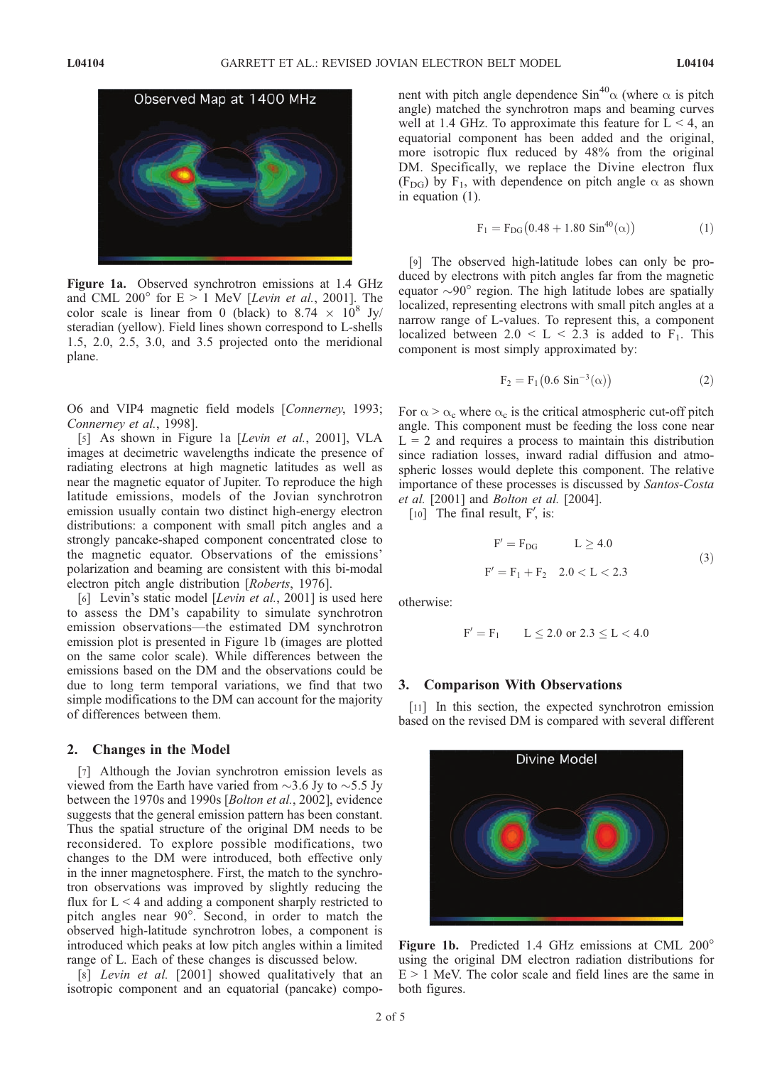Figure 1a. Observed synchrotron emissions at 1.4 GHz and CML 200° for E > 1 MeV [*Levin et al.*, 2001]. The color scale is linear from 0 (black) to 8.74 × $10^8$ Jy/steradian (yellow). Field lines shown correspond to L-shells 1.5, 2.0, 2.5, 3.0, and 3.5 projected onto the meridional plane.

O6 and VIP4 magnetic field models [*Connerney*, 1993; *Connerney et al.*, 1998].

[5] As shown in Figure 1a [*Levin et al.*, 2001], VLA images at decimetric wavelengths indicate the presence of radiating electrons at high magnetic latitudes as well as near the magnetic equator of Jupiter. To reproduce the high latitude emissions, models of the Jovian synchrotron emission usually contain two distinct high-energy electron distributions: a component with small pitch angles and a strongly pancake-shaped component concentrated close to the magnetic equator. Observations of the emissions' polarization and beaming are consistent with this bi-modal electron pitch angle distribution [*Roberts*, 1976].

[6] Levin's static model [*Levin et al.*, 2001] is used here to assess the DM's capability to simulate synchrotron emission observations—the estimated DM synchrotron emission plot is presented in Figure 1b (images are plotted on the same color scale). While differences between the emissions based on the DM and the observations could be due to long term temporal variations, we find that two simple modifications to the DM can account for the majority of differences between them.

## 2. Changes in the Model

[7] Although the Jovian synchrotron emission levels as viewed from the Earth have varied from ~3.6 Jy to ~5.5 Jy between the 1970s and 1990s [*Bolton et al.*, 2002], evidence suggests that the general emission pattern has been constant. Thus the spatial structure of the original DM needs to be reconsidered. To explore possible modifications, two changes to the DM were introduced, both effective only in the inner magnetosphere. First, the match to the synchrotron observations was improved by slightly reducing the flux for L < 4 and adding a component sharply restricted to pitch angles near 90°. Second, in order to match the observed high-latitude synchrotron lobes, a component is introduced which peaks at low pitch angles within a limited range of L. Each of these changes is discussed below.

[8] *Levin et al.* [2001] showed qualitatively that an isotropic component and an equatorial (pancake) component with pitch angle dependence $\sin^{40}\alpha$ (where $\alpha$ is pitch angle) matched the synchrotron maps and beaming curves well at 1.4 GHz. To approximate this feature for L < 4, an equatorial component has been added and the original, more isotropic flux reduced by 48% from the original DM. Specifically, we replace the Divine electron flux ($F_{DG}$) by $F_1$, with dependence on pitch angle $\alpha$ as shown in equation (1).

$$F_1 = F_{DG}\left(0.48 + 1.80\ \sin^{40}(\alpha)\right) \tag{1}$$

[9] The observed high-latitude lobes can only be produced by electrons with pitch angles far from the magnetic equator ~90° region. The high latitude lobes are spatially localized, representing electrons with small pitch angles at a narrow range of L-values. To represent this, a component localized between 2.0 < L < 2.3 is added to $F_1$. This component is most simply approximated by:

$$F_2 = F_1\left(0.6\ \sin^{-3}(\alpha)\right) \tag{2}$$

For $\alpha > \alpha_c$ where $\alpha_c$ is the critical atmospheric cut-off pitch angle. This component must be feeding the loss cone near L = 2 and requires a process to maintain this distribution since radiation losses, inward radial diffusion and atmospheric losses would deplete this component. The relative importance of these processes is discussed by *Santos-Costa et al.* [2001] and *Bolton et al.* [2004].

[10] The final result, $F'$, is:

$$\begin{aligned} F' &= F_{DG} \qquad L \geq 4.0 \\ F' &= F_1 + F_2 \quad 2.0 < L < 2.3 \end{aligned} \tag{3}$$

otherwise:

$$F' = F_1 \qquad L \leq 2.0 \text{ or } 2.3 \leq L < 4.0$$

## 3. Comparison With Observations

[11] In this section, the expected synchrotron emission based on the revised DM is compared with several different

Figure 1b. Predicted 1.4 GHz emissions at CML 200° using the original DM electron radiation distributions for E > 1 MeV. The color scale and field lines are the same in both figures.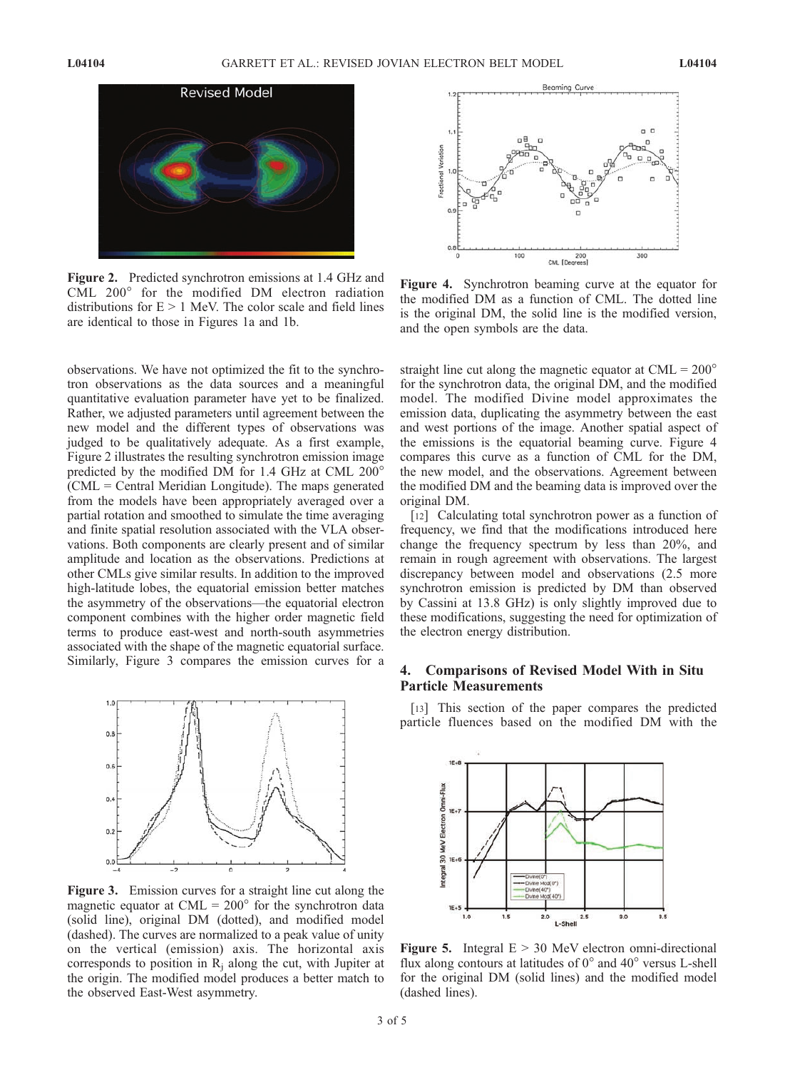Figure 2. Predicted synchrotron emissions at 1.4 GHz and CML 200° for the modified DM electron radiation distributions for E > 1 MeV. The color scale and field lines are identical to those in Figures 1a and 1b.

Figure 4. Synchrotron beaming curve at the equator for the modified DM as a function of CML. The dotted line is the original DM, the solid line is the modified version, and the open symbols are the data.

observations. We have not optimized the fit to the synchrotron observations as the data sources and a meaningful quantitative evaluation parameter have yet to be finalized. Rather, we adjusted parameters until agreement between the new model and the different types of observations was judged to be qualitatively adequate. As a first example, Figure 2 illustrates the resulting synchrotron emission image predicted by the modified DM for 1.4 GHz at CML 200° (CML = Central Meridian Longitude). The maps generated from the models have been appropriately averaged over a partial rotation and smoothed to simulate the time averaging and finite spatial resolution associated with the VLA observations. Both components are clearly present and of similar amplitude and location as the observations. Predictions at other CMLs give similar results. In addition to the improved high-latitude lobes, the equatorial emission better matches the asymmetry of the observations—the equatorial electron component combines with the higher order magnetic field terms to produce east-west and north-south asymmetries associated with the shape of the magnetic equatorial surface. Similarly, Figure 3 compares the emission curves for a straight line cut along the magnetic equator at CML = 200° for the synchrotron data, the original DM, and the modified model. The modified Divine model approximates the emission data, duplicating the asymmetry between the east and west portions of the image. Another spatial aspect of the emissions is the equatorial beaming curve. Figure 4 compares this curve as a function of CML for the DM, the new model, and the observations. Agreement between the modified DM and the beaming data is improved over the original DM.

Figure 3. Emission curves for a straight line cut along the magnetic equator at CML = 200° for the synchrotron data (solid line), original DM (dotted), and modified model (dashed). The curves are normalized to a peak value of unity on the vertical (emission) axis. The horizontal axis corresponds to position in $R_j$ along the cut, with Jupiter at the origin. The modified model produces a better match to the observed East-West asymmetry.

[12] Calculating total synchrotron power as a function of frequency, we find that the modifications introduced here change the frequency spectrum by less than 20%, and remain in rough agreement with observations. The largest discrepancy between model and observations (2.5 more synchrotron emission is predicted by DM than observed by Cassini at 13.8 GHz) is only slightly improved due to these modifications, suggesting the need for optimization of the electron energy distribution.

## 4. Comparisons of Revised Model With in Situ Particle Measurements

[13] This section of the paper compares the predicted particle fluences based on the modified DM with the

Figure 5. Integral E > 30 MeV electron omni-directional flux along contours at latitudes of 0° and 40° versus L-shell for the original DM (solid lines) and the modified model (dashed lines).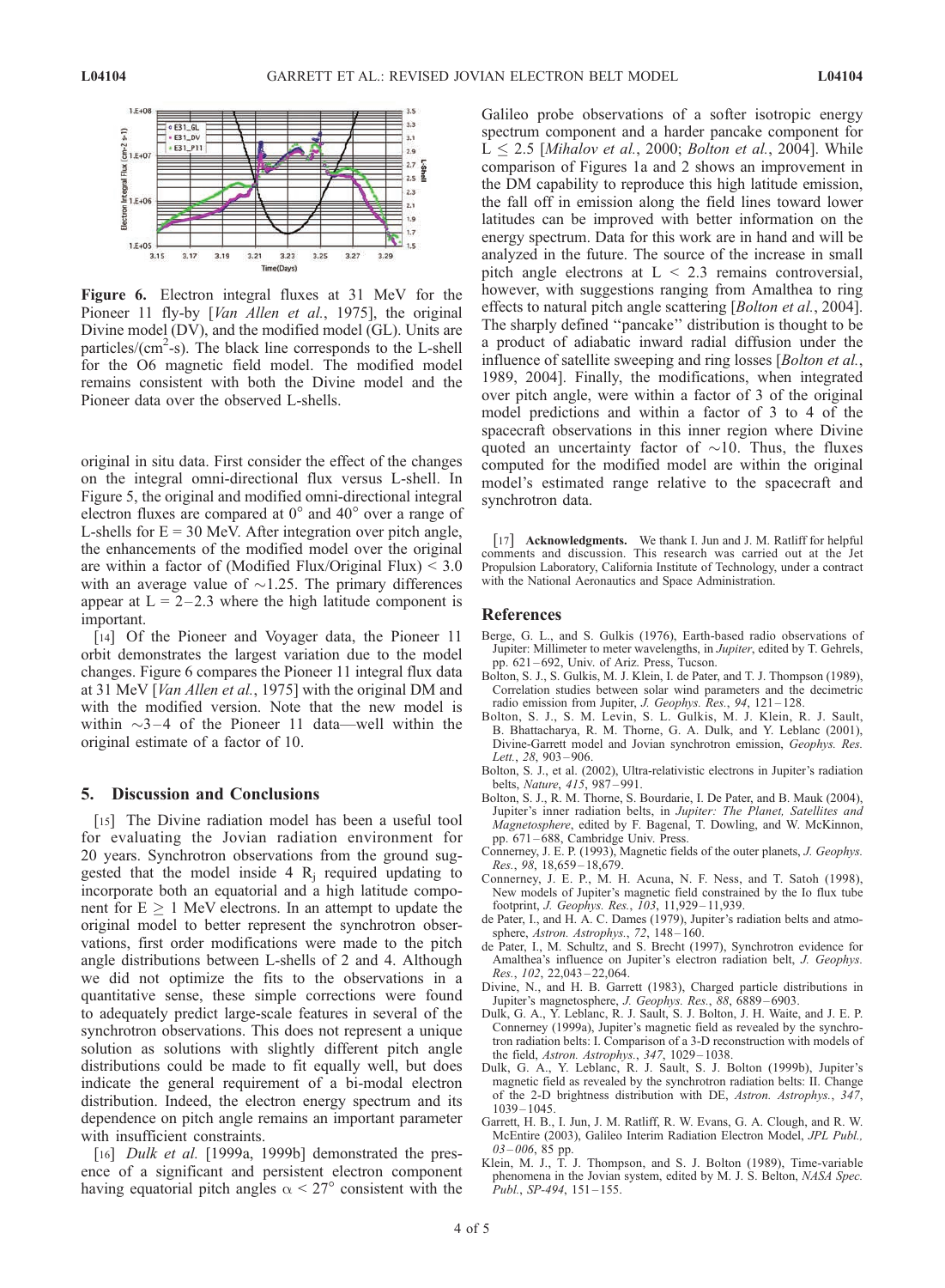**Figure 6.** Electron integral fluxes at 31 MeV for the Pioneer 11 fly-by [*Van Allen et al.*, 1975], the original Divine model (DV), and the modified model (GL). Units are particles/($cm^2$-s). The black line corresponds to the L-shell for the O6 magnetic field model. The modified model remains consistent with both the Divine model and the Pioneer data over the observed L-shells.

original in situ data. First consider the effect of the changes on the integral omni-directional flux versus L-shell. In Figure 5, the original and modified omni-directional integral electron fluxes are compared at 0° and 40° over a range of L-shells for E = 30 MeV. After integration over pitch angle, the enhancements of the modified model over the original are within a factor of (Modified Flux/Original Flux) < 3.0 with an average value of ~1.25. The primary differences appear at L = 2–2.3 where the high latitude component is important.

[14] Of the Pioneer and Voyager data, the Pioneer 11 orbit demonstrates the largest variation due to the model changes. Figure 6 compares the Pioneer 11 integral flux data at 31 MeV [*Van Allen et al.*, 1975] with the original DM and with the modified version. Note that the new model is within ~3–4 of the Pioneer 11 data—well within the original estimate of a factor of 10.

## 5. Discussion and Conclusions

[15] The Divine radiation model has been a useful tool for evaluating the Jovian radiation environment for 20 years. Synchrotron observations from the ground suggested that the model inside 4 $R_j$ required updating to incorporate both an equatorial and a high latitude component for E ≥ 1 MeV electrons. In an attempt to update the original model to better represent the synchrotron observations, first order modifications were made to the pitch angle distributions between L-shells of 2 and 4. Although we did not optimize the fits to the observations in a quantitative sense, these simple corrections were found to adequately predict large-scale features in several of the synchrotron observations. This does not represent a unique solution as solutions with slightly different pitch angle distributions could be made to fit equally well, but does indicate the general requirement of a bi-modal electron distribution. Indeed, the electron energy spectrum and its dependence on pitch angle remains an important parameter with insufficient constraints.

[16] *Dulk et al.* [1999a, 1999b] demonstrated the presence of a significant and persistent electron component having equatorial pitch angles $\alpha < 27°$ consistent with the Galileo probe observations of a softer isotropic energy spectrum component and a harder pancake component for $L \leq 2.5$ [*Mihalov et al.*, 2000; *Bolton et al.*, 2004]. While comparison of Figures 1a and 2 shows an improvement in the DM capability to reproduce this high latitude emission, the fall off in emission along the field lines toward lower latitudes can be improved with better information on the energy spectrum. Data for this work are in hand and will be analyzed in the future. The source of the increase in small pitch angle electrons at L < 2.3 remains controversial, however, with suggestions ranging from Amalthea to ring effects to natural pitch angle scattering [*Bolton et al.*, 2004]. The sharply defined "pancake" distribution is thought to be a product of adiabatic inward radial diffusion under the influence of satellite sweeping and ring losses [*Bolton et al.*, 1989, 2004]. Finally, the modifications, when integrated over pitch angle, were within a factor of 3 of the original model predictions and within a factor of 3 to 4 of the spacecraft observations in this inner region where Divine quoted an uncertainty factor of ~10. Thus, the fluxes computed for the modified model are within the original model's estimated range relative to the spacecraft and synchrotron data.

[17] **Acknowledgments.** We thank I. Jun and J. M. Ratliff for helpful comments and discussion. This research was carried out at the Jet Propulsion Laboratory, California Institute of Technology, under a contract with the National Aeronautics and Space Administration.

## References

Berge, G. L., and S. Gulkis (1976), Earth-based radio observations of Jupiter: Millimeter to meter wavelengths, in *Jupiter*, edited by T. Gehrels, pp. 621–692, Univ. of Ariz. Press, Tucson.

Bolton, S. J., S. Gulkis, M. J. Klein, I. de Pater, and T. J. Thompson (1989), Correlation studies between solar wind parameters and the decimetric radio emission from Jupiter, *J. Geophys. Res.*, *94*, 121–128.

Bolton, S. J., S. M. Levin, S. L. Gulkis, M. J. Klein, R. J. Sault, B. Bhattacharya, R. M. Thorne, G. A. Dulk, and Y. Leblanc (2001), Divine-Garrett model and Jovian synchrotron emission, *Geophys. Res. Lett.*, *28*, 903–906.

Bolton, S. J., et al. (2002), Ultra-relativistic electrons in Jupiter's radiation belts, *Nature*, *415*, 987–991.

Bolton, S. J., R. M. Thorne, S. Bourdarie, I. De Pater, and B. Mauk (2004), Jupiter's inner radiation belts, in *Jupiter: The Planet, Satellites and Magnetosphere*, edited by F. Bagenal, T. Dowling, and W. McKinnon, pp. 671–688, Cambridge Univ. Press.

Connerney, J. E. P. (1993), Magnetic fields of the outer planets, *J. Geophys. Res.*, *98*, 18,659–18,679.

Connerney, J. E. P., M. H. Acuna, N. F. Ness, and T. Satoh (1998), New models of Jupiter's magnetic field constrained by the Io flux tube footprint, *J. Geophys. Res.*, *103*, 11,929–11,939.

de Pater, I., and H. A. C. Dames (1979), Jupiter's radiation belts and atmosphere, *Astron. Astrophys.*, *72*, 148–160.

de Pater, I., M. Schultz, and S. Brecht (1997), Synchrotron evidence for Amalthea's influence on Jupiter's electron radiation belt, *J. Geophys. Res.*, *102*, 22,043–22,064.

Divine, N., and H. B. Garrett (1983), Charged particle distributions in Jupiter's magnetosphere, *J. Geophys. Res.*, *88*, 6889–6903.

Dulk, G. A., Y. Leblanc, R. J. Sault, S. J. Bolton, J. H. Waite, and J. E. P. Connerney (1999a), Jupiter's magnetic field as revealed by the synchrotron radiation belts: I. Comparison of a 3-D reconstruction with models of the field, *Astron. Astrophys.*, *347*, 1029–1038.

Dulk, G. A., Y. Leblanc, R. J. Sault, S. J. Bolton (1999b), Jupiter's magnetic field as revealed by the synchrotron radiation belts: II. Change of the 2-D brightness distribution with DE, *Astron. Astrophys.*, *347*, 1039–1045.

Garrett, H. B., I. Jun, J. M. Ratliff, R. W. Evans, G. A. Clough, and R. W. McEntire (2003), Galileo Interim Radiation Electron Model, *JPL Publ.*, *03–006*, 85 pp.

Klein, M. J., T. J. Thompson, and S. J. Bolton (1989), Time-variable phenomena in the Jovian system, edited by M. J. S. Belton, *NASA Spec. Publ.*, *SP-494*, 151–155.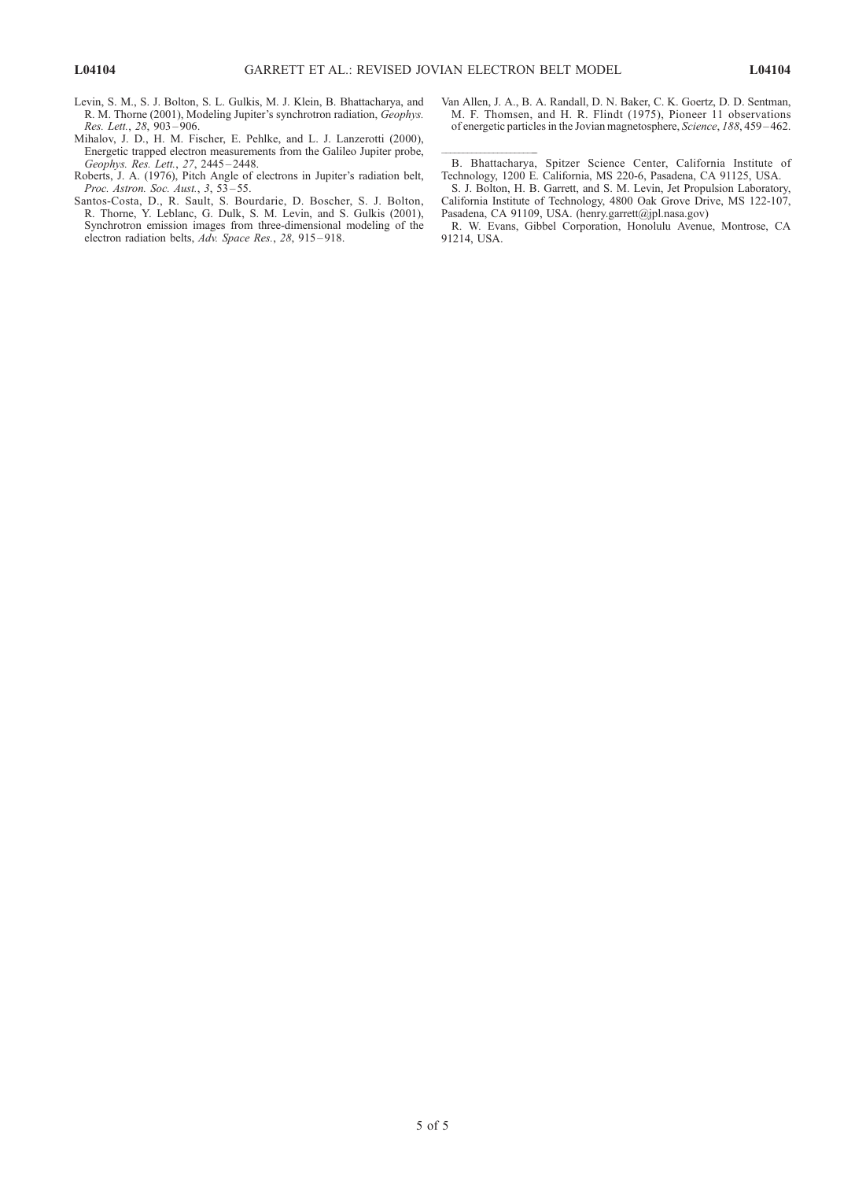Levin, S. M., S. J. Bolton, S. L. Gulkis, M. J. Klein, B. Bhattacharya, and R. M. Thorne (2001), Modeling Jupiter's synchrotron radiation, *Geophys. Res. Lett.*, *28*, 903–906.

Mihalov, J. D., H. M. Fischer, E. Pehlke, and L. J. Lanzerotti (2000), Energetic trapped electron measurements from the Galileo Jupiter probe, *Geophys. Res. Lett.*, *27*, 2445–2448.

Roberts, J. A. (1976), Pitch Angle of electrons in Jupiter's radiation belt, *Proc. Astron. Soc. Aust.*, *3*, 53–55.

Santos-Costa, D., R. Sault, S. Bourdarie, D. Boscher, S. J. Bolton, R. Thorne, Y. Leblanc, G. Dulk, S. M. Levin, and S. Gulkis (2001), Synchrotron emission images from three-dimensional modeling of the electron radiation belts, *Adv. Space Res.*, *28*, 915–918.

Van Allen, J. A., B. A. Randall, D. N. Baker, C. K. Goertz, D. D. Sentman, M. F. Thomsen, and H. R. Flindt (1975), Pioneer 11 observations of energetic particles in the Jovian magnetosphere, *Science*, *188*, 459–462.

---

B. Bhattacharya, Spitzer Science Center, California Institute of Technology, 1200 E. California, MS 220-6, Pasadena, CA 91125, USA.

S. J. Bolton, H. B. Garrett, and S. M. Levin, Jet Propulsion Laboratory, California Institute of Technology, 4800 Oak Grove Drive, MS 122-107, Pasadena, CA 91109, USA. (henry.garrett@jpl.nasa.gov)

R. W. Evans, Gibbel Corporation, Honolulu Avenue, Montrose, CA 91214, USA.